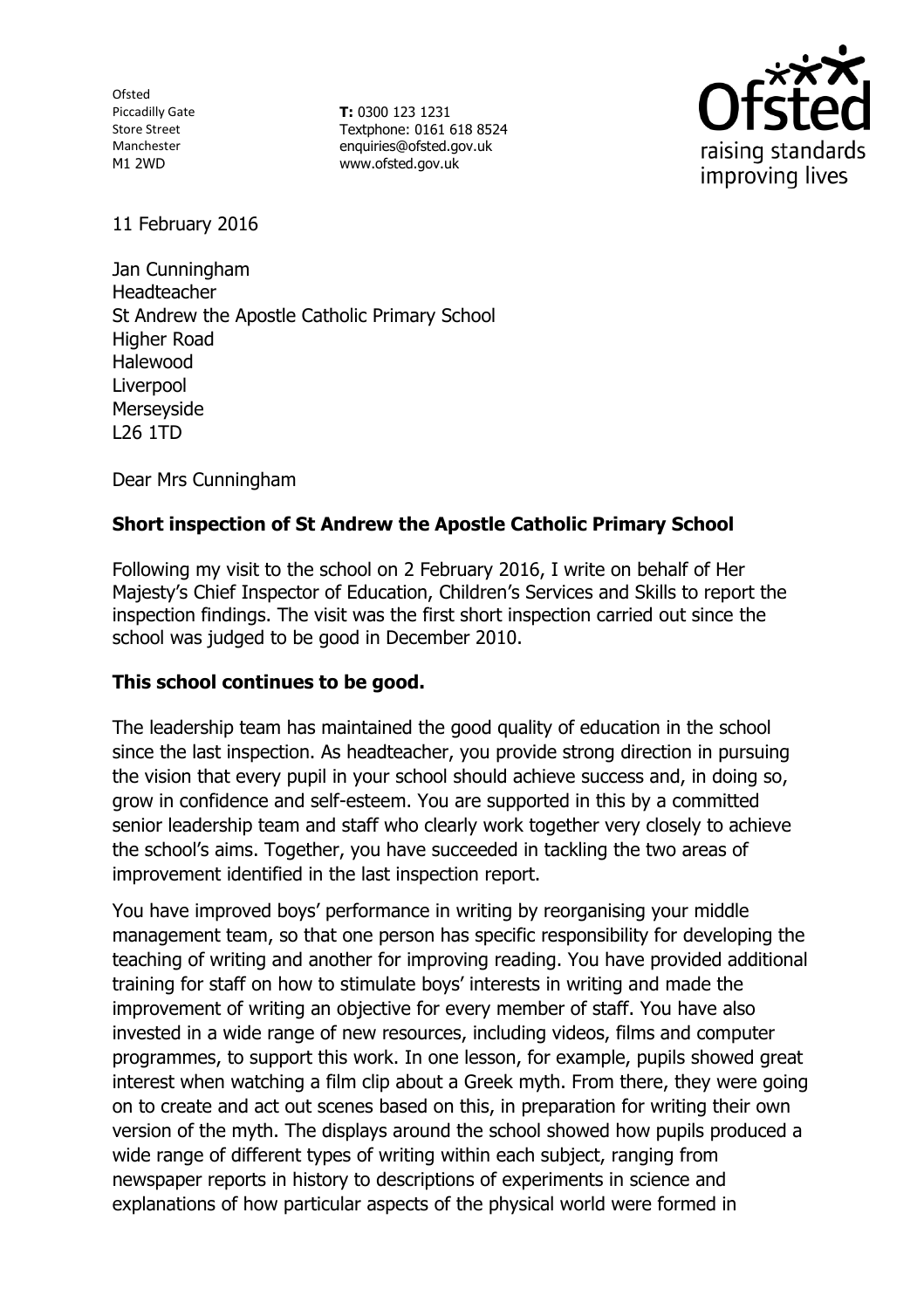Ofsted
Piccadilly Gate
Store Street
Manchester
M1 2WD

**T:** 0300 123 1231
Textphone: 0161 618 8524
enquiries@ofsted.gov.uk
www.ofsted.gov.uk

raising standards improving lives

11 February 2016

Jan Cunningham
Headteacher
St Andrew the Apostle Catholic Primary School
Higher Road
Halewood
Liverpool
Merseyside
L26 1TD

Dear Mrs Cunningham

**Short inspection of St Andrew the Apostle Catholic Primary School**

Following my visit to the school on 2 February 2016, I write on behalf of Her Majesty's Chief Inspector of Education, Children's Services and Skills to report the inspection findings. The visit was the first short inspection carried out since the school was judged to be good in December 2010.

**This school continues to be good.**

The leadership team has maintained the good quality of education in the school since the last inspection. As headteacher, you provide strong direction in pursuing the vision that every pupil in your school should achieve success and, in doing so, grow in confidence and self-esteem. You are supported in this by a committed senior leadership team and staff who clearly work together very closely to achieve the school's aims. Together, you have succeeded in tackling the two areas of improvement identified in the last inspection report.

You have improved boys' performance in writing by reorganising your middle management team, so that one person has specific responsibility for developing the teaching of writing and another for improving reading. You have provided additional training for staff on how to stimulate boys' interests in writing and made the improvement of writing an objective for every member of staff. You have also invested in a wide range of new resources, including videos, films and computer programmes, to support this work. In one lesson, for example, pupils showed great interest when watching a film clip about a Greek myth. From there, they were going on to create and act out scenes based on this, in preparation for writing their own version of the myth. The displays around the school showed how pupils produced a wide range of different types of writing within each subject, ranging from newspaper reports in history to descriptions of experiments in science and explanations of how particular aspects of the physical world were formed in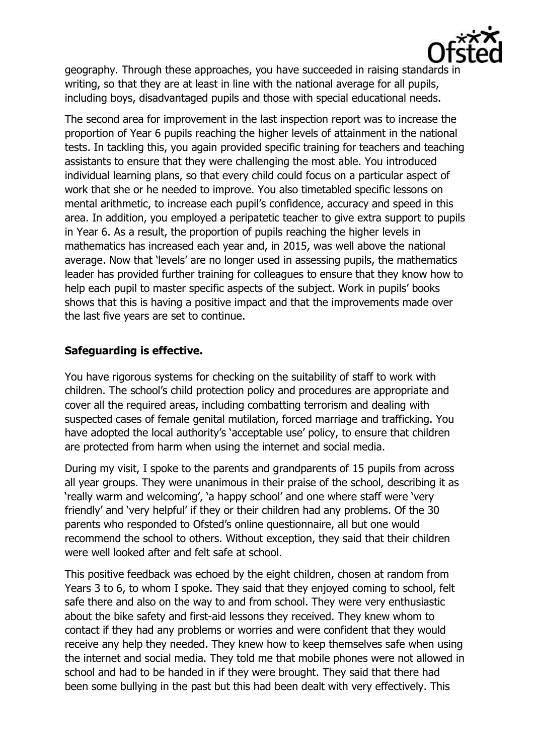geography. Through these approaches, you have succeeded in raising standards in writing, so that they are at least in line with the national average for all pupils, including boys, disadvantaged pupils and those with special educational needs.

The second area for improvement in the last inspection report was to increase the proportion of Year 6 pupils reaching the higher levels of attainment in the national tests. In tackling this, you again provided specific training for teachers and teaching assistants to ensure that they were challenging the most able. You introduced individual learning plans, so that every child could focus on a particular aspect of work that she or he needed to improve. You also timetabled specific lessons on mental arithmetic, to increase each pupil's confidence, accuracy and speed in this area. In addition, you employed a peripatetic teacher to give extra support to pupils in Year 6. As a result, the proportion of pupils reaching the higher levels in mathematics has increased each year and, in 2015, was well above the national average. Now that 'levels' are no longer used in assessing pupils, the mathematics leader has provided further training for colleagues to ensure that they know how to help each pupil to master specific aspects of the subject. Work in pupils' books shows that this is having a positive impact and that the improvements made over the last five years are set to continue.

**Safeguarding is effective.**

You have rigorous systems for checking on the suitability of staff to work with children. The school's child protection policy and procedures are appropriate and cover all the required areas, including combatting terrorism and dealing with suspected cases of female genital mutilation, forced marriage and trafficking. You have adopted the local authority's 'acceptable use' policy, to ensure that children are protected from harm when using the internet and social media.

During my visit, I spoke to the parents and grandparents of 15 pupils from across all year groups. They were unanimous in their praise of the school, describing it as 'really warm and welcoming', 'a happy school' and one where staff were 'very friendly' and 'very helpful' if they or their children had any problems. Of the 30 parents who responded to Ofsted's online questionnaire, all but one would recommend the school to others. Without exception, they said that their children were well looked after and felt safe at school.

This positive feedback was echoed by the eight children, chosen at random from Years 3 to 6, to whom I spoke. They said that they enjoyed coming to school, felt safe there and also on the way to and from school. They were very enthusiastic about the bike safety and first-aid lessons they received. They knew whom to contact if they had any problems or worries and were confident that they would receive any help they needed. They knew how to keep themselves safe when using the internet and social media. They told me that mobile phones were not allowed in school and had to be handed in if they were brought. They said that there had been some bullying in the past but this had been dealt with very effectively. This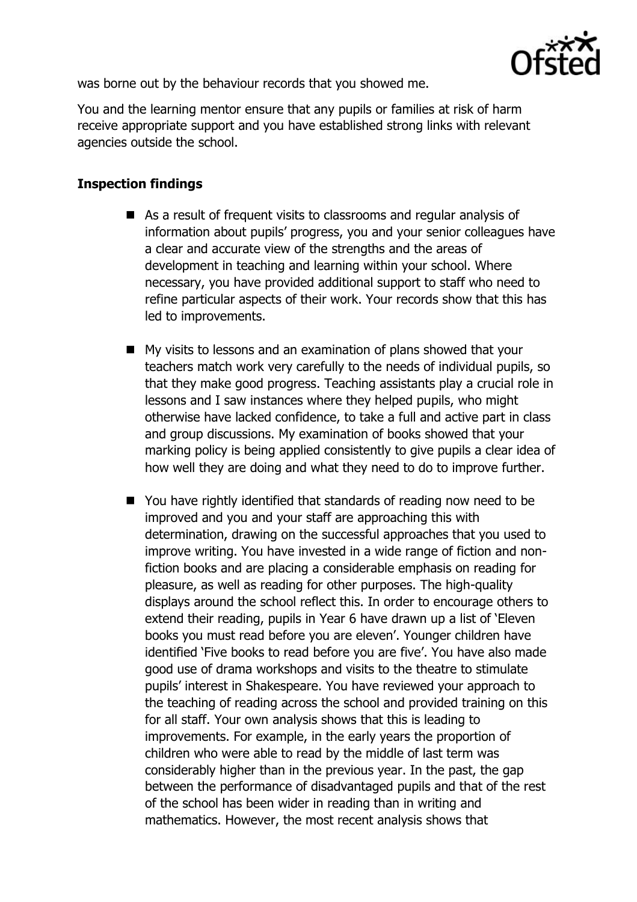was borne out by the behaviour records that you showed me.

You and the learning mentor ensure that any pupils or families at risk of harm receive appropriate support and you have established strong links with relevant agencies outside the school.

**Inspection findings**

- As a result of frequent visits to classrooms and regular analysis of information about pupils' progress, you and your senior colleagues have a clear and accurate view of the strengths and the areas of development in teaching and learning within your school. Where necessary, you have provided additional support to staff who need to refine particular aspects of their work. Your records show that this has led to improvements.

- My visits to lessons and an examination of plans showed that your teachers match work very carefully to the needs of individual pupils, so that they make good progress. Teaching assistants play a crucial role in lessons and I saw instances where they helped pupils, who might otherwise have lacked confidence, to take a full and active part in class and group discussions. My examination of books showed that your marking policy is being applied consistently to give pupils a clear idea of how well they are doing and what they need to do to improve further.

- You have rightly identified that standards of reading now need to be improved and you and your staff are approaching this with determination, drawing on the successful approaches that you used to improve writing. You have invested in a wide range of fiction and non-fiction books and are placing a considerable emphasis on reading for pleasure, as well as reading for other purposes. The high-quality displays around the school reflect this. In order to encourage others to extend their reading, pupils in Year 6 have drawn up a list of 'Eleven books you must read before you are eleven'. Younger children have identified 'Five books to read before you are five'. You have also made good use of drama workshops and visits to the theatre to stimulate pupils' interest in Shakespeare. You have reviewed your approach to the teaching of reading across the school and provided training on this for all staff. Your own analysis shows that this is leading to improvements. For example, in the early years the proportion of children who were able to read by the middle of last term was considerably higher than in the previous year. In the past, the gap between the performance of disadvantaged pupils and that of the rest of the school has been wider in reading than in writing and mathematics. However, the most recent analysis shows that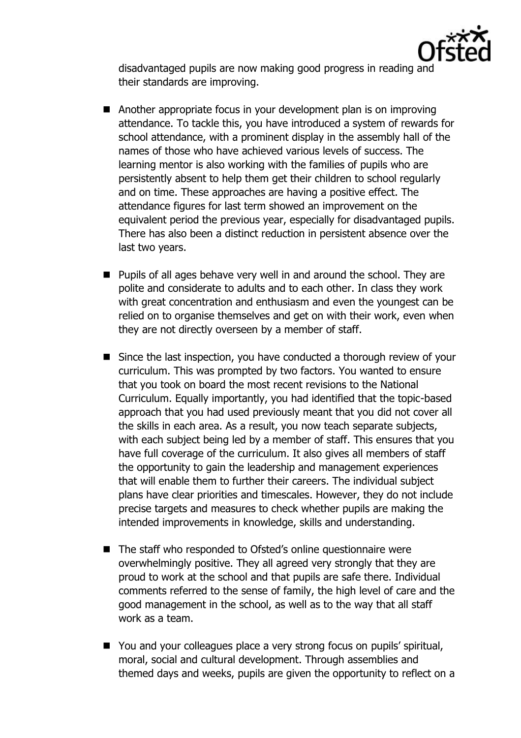disadvantaged pupils are now making good progress in reading and their standards are improving.

- Another appropriate focus in your development plan is on improving attendance. To tackle this, you have introduced a system of rewards for school attendance, with a prominent display in the assembly hall of the names of those who have achieved various levels of success. The learning mentor is also working with the families of pupils who are persistently absent to help them get their children to school regularly and on time. These approaches are having a positive effect. The attendance figures for last term showed an improvement on the equivalent period the previous year, especially for disadvantaged pupils. There has also been a distinct reduction in persistent absence over the last two years.

- Pupils of all ages behave very well in and around the school. They are polite and considerate to adults and to each other. In class they work with great concentration and enthusiasm and even the youngest can be relied on to organise themselves and get on with their work, even when they are not directly overseen by a member of staff.

- Since the last inspection, you have conducted a thorough review of your curriculum. This was prompted by two factors. You wanted to ensure that you took on board the most recent revisions to the National Curriculum. Equally importantly, you had identified that the topic-based approach that you had used previously meant that you did not cover all the skills in each area. As a result, you now teach separate subjects, with each subject being led by a member of staff. This ensures that you have full coverage of the curriculum. It also gives all members of staff the opportunity to gain the leadership and management experiences that will enable them to further their careers. The individual subject plans have clear priorities and timescales. However, they do not include precise targets and measures to check whether pupils are making the intended improvements in knowledge, skills and understanding.

- The staff who responded to Ofsted's online questionnaire were overwhelmingly positive. They all agreed very strongly that they are proud to work at the school and that pupils are safe there. Individual comments referred to the sense of family, the high level of care and the good management in the school, as well as to the way that all staff work as a team.

- You and your colleagues place a very strong focus on pupils' spiritual, moral, social and cultural development. Through assemblies and themed days and weeks, pupils are given the opportunity to reflect on a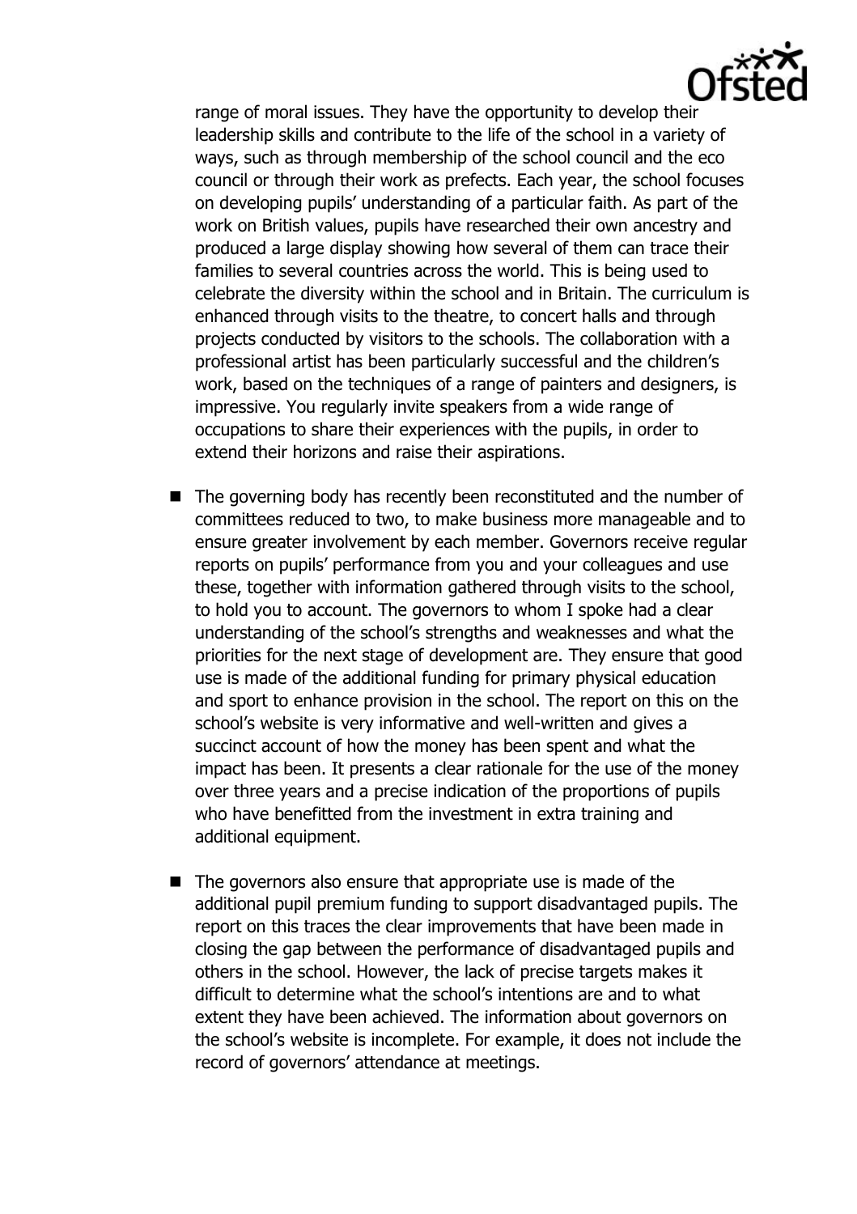range of moral issues. They have the opportunity to develop their leadership skills and contribute to the life of the school in a variety of ways, such as through membership of the school council and the eco council or through their work as prefects. Each year, the school focuses on developing pupils' understanding of a particular faith. As part of the work on British values, pupils have researched their own ancestry and produced a large display showing how several of them can trace their families to several countries across the world. This is being used to celebrate the diversity within the school and in Britain. The curriculum is enhanced through visits to the theatre, to concert halls and through projects conducted by visitors to the schools. The collaboration with a professional artist has been particularly successful and the children's work, based on the techniques of a range of painters and designers, is impressive. You regularly invite speakers from a wide range of occupations to share their experiences with the pupils, in order to extend their horizons and raise their aspirations.

- The governing body has recently been reconstituted and the number of committees reduced to two, to make business more manageable and to ensure greater involvement by each member. Governors receive regular reports on pupils' performance from you and your colleagues and use these, together with information gathered through visits to the school, to hold you to account. The governors to whom I spoke had a clear understanding of the school's strengths and weaknesses and what the priorities for the next stage of development are. They ensure that good use is made of the additional funding for primary physical education and sport to enhance provision in the school. The report on this on the school's website is very informative and well-written and gives a succinct account of how the money has been spent and what the impact has been. It presents a clear rationale for the use of the money over three years and a precise indication of the proportions of pupils who have benefitted from the investment in extra training and additional equipment.

- The governors also ensure that appropriate use is made of the additional pupil premium funding to support disadvantaged pupils. The report on this traces the clear improvements that have been made in closing the gap between the performance of disadvantaged pupils and others in the school. However, the lack of precise targets makes it difficult to determine what the school's intentions are and to what extent they have been achieved. The information about governors on the school's website is incomplete. For example, it does not include the record of governors' attendance at meetings.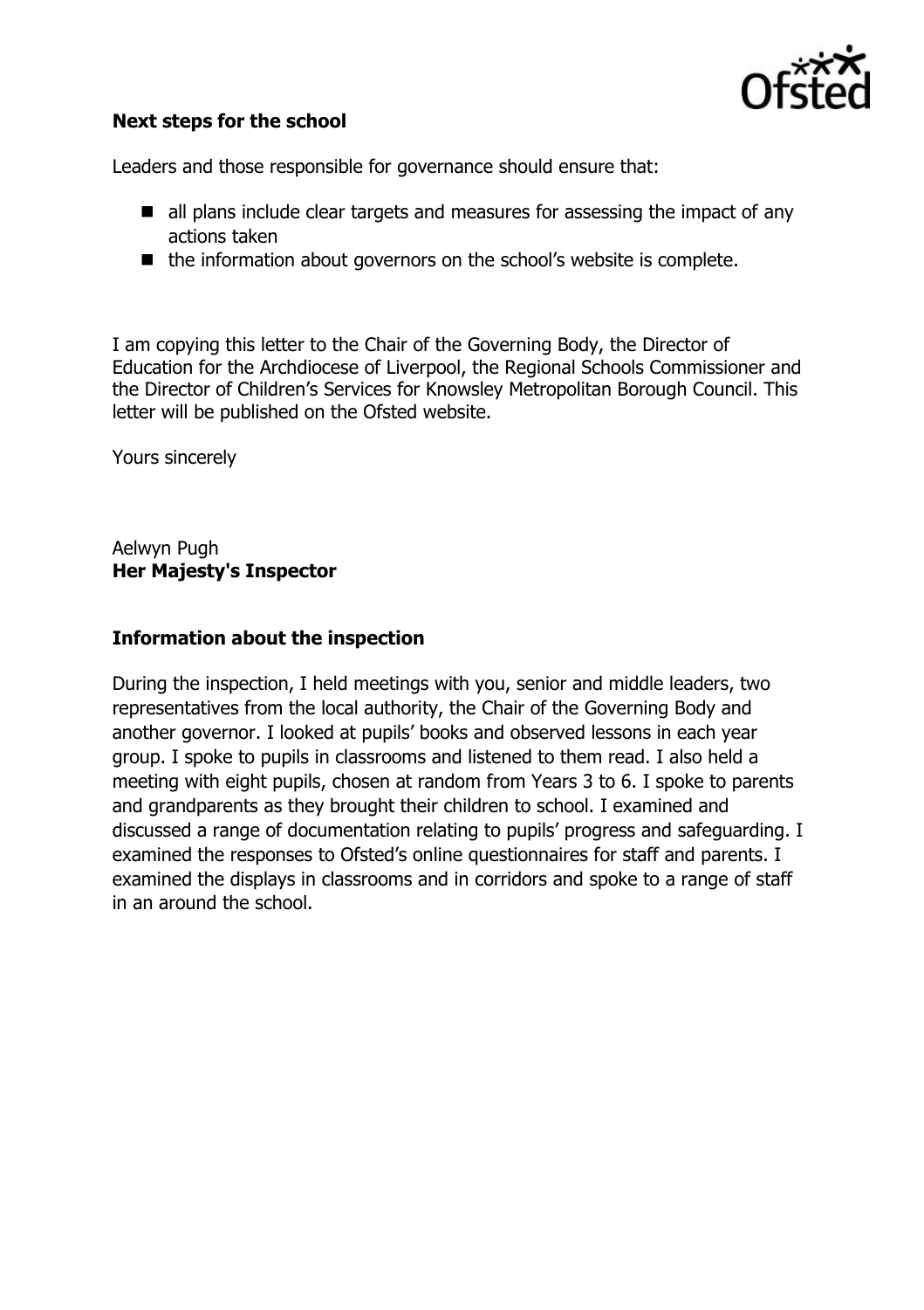**Next steps for the school**

Leaders and those responsible for governance should ensure that:

- all plans include clear targets and measures for assessing the impact of any actions taken
- the information about governors on the school's website is complete.

I am copying this letter to the Chair of the Governing Body, the Director of Education for the Archdiocese of Liverpool, the Regional Schools Commissioner and the Director of Children's Services for Knowsley Metropolitan Borough Council. This letter will be published on the Ofsted website.

Yours sincerely

Aelwyn Pugh
**Her Majesty's Inspector**

**Information about the inspection**

During the inspection, I held meetings with you, senior and middle leaders, two representatives from the local authority, the Chair of the Governing Body and another governor. I looked at pupils' books and observed lessons in each year group. I spoke to pupils in classrooms and listened to them read. I also held a meeting with eight pupils, chosen at random from Years 3 to 6. I spoke to parents and grandparents as they brought their children to school. I examined and discussed a range of documentation relating to pupils' progress and safeguarding. I examined the responses to Ofsted's online questionnaires for staff and parents. I examined the displays in classrooms and in corridors and spoke to a range of staff in an around the school.